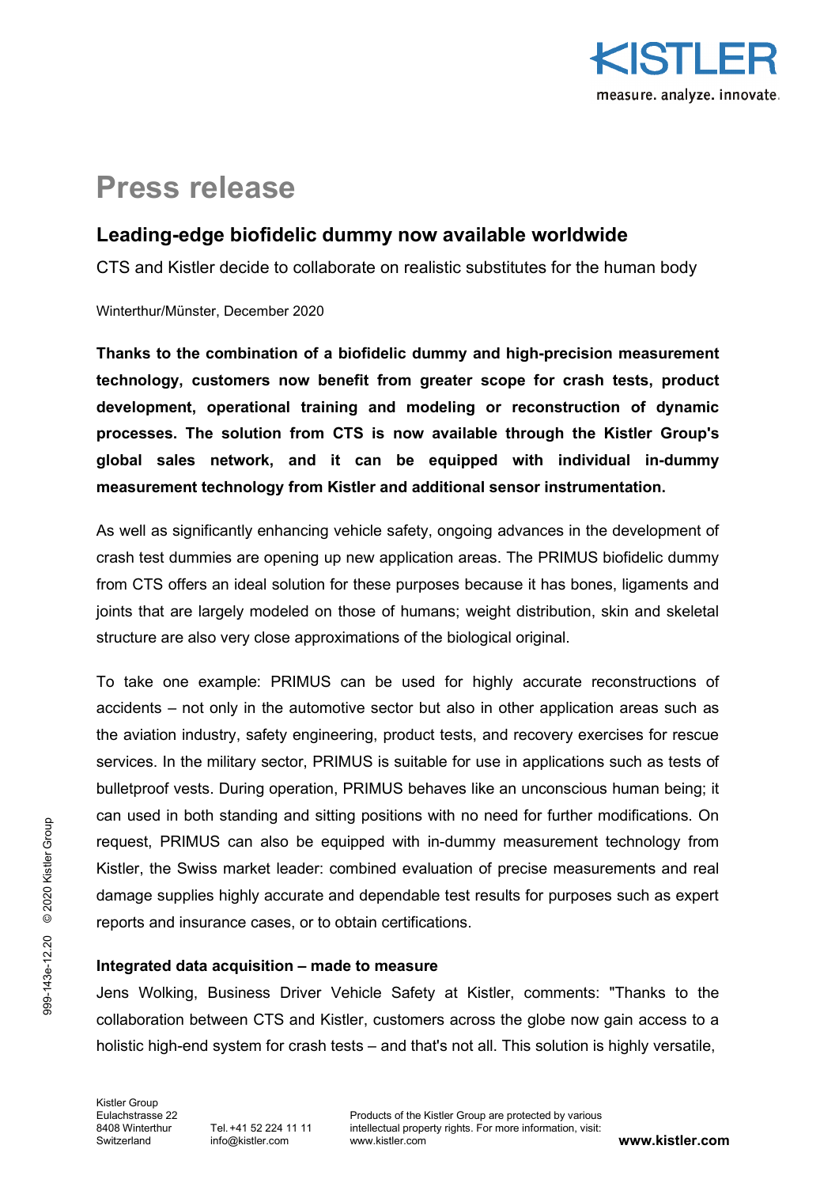# Press release

## Leading-edge biofidelic dummy now available worldwide

CTS and Kistler decide to collaborate on realistic substitutes for the human body

Winterthur/Münster, December 2020

**Thanks to the combination of a biofidelic dummy and high-precision measurement technology, customers now benefit from greater scope for crash tests, product development, operational training and modeling or reconstruction of dynamic processes. The solution from CTS is now available through the Kistler Group's global sales network, and it can be equipped with individual in-dummy measurement technology from Kistler and additional sensor instrumentation.**

As well as significantly enhancing vehicle safety, ongoing advances in the development of crash test dummies are opening up new application areas. The PRIMUS biofidelic dummy from CTS offers an ideal solution for these purposes because it has bones, ligaments and joints that are largely modeled on those of humans; weight distribution, skin and skeletal structure are also very close approximations of the biological original.

To take one example: PRIMUS can be used for highly accurate reconstructions of accidents – not only in the automotive sector but also in other application areas such as the aviation industry, safety engineering, product tests, and recovery exercises for rescue services. In the military sector, PRIMUS is suitable for use in applications such as tests of bulletproof vests. During operation, PRIMUS behaves like an unconscious human being; it can used in both standing and sitting positions with no need for further modifications. On request, PRIMUS can also be equipped with in-dummy measurement technology from Kistler, the Swiss market leader: combined evaluation of precise measurements and real damage supplies highly accurate and dependable test results for purposes such as expert reports and insurance cases, or to obtain certifications.

### Integrated data acquisition – made to measure

Jens Wolking, Business Driver Vehicle Safety at Kistler, comments: "Thanks to the collaboration between CTS and Kistler, customers across the globe now gain access to a holistic high-end system for crash tests – and that's not all. This solution is highly versatile,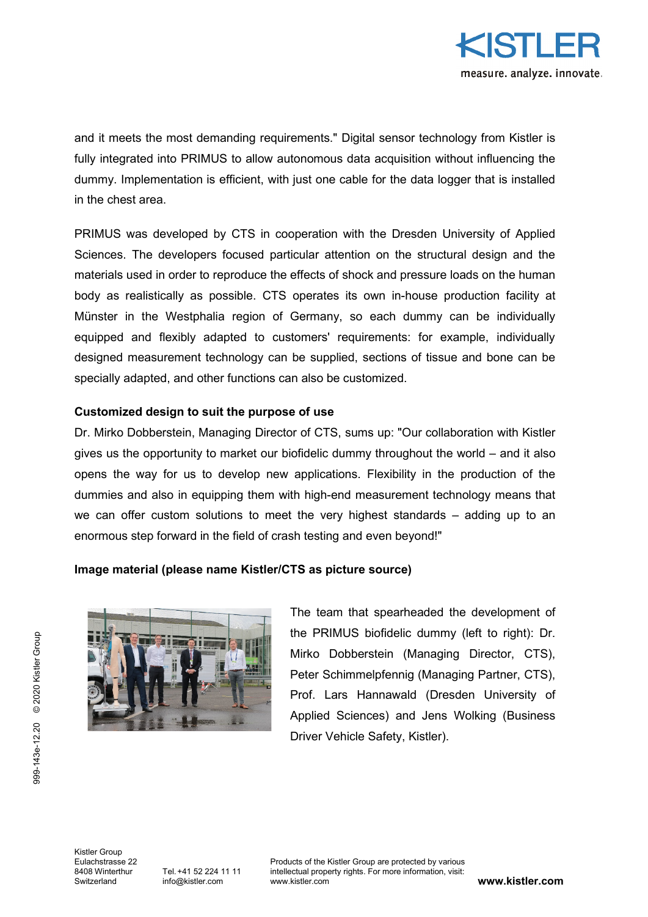and it meets the most demanding requirements." Digital sensor technology from Kistler is fully integrated into PRIMUS to allow autonomous data acquisition without influencing the dummy. Implementation is efficient, with just one cable for the data logger that is installed in the chest area.

PRIMUS was developed by CTS in cooperation with the Dresden University of Applied Sciences. The developers focused particular attention on the structural design and the materials used in order to reproduce the effects of shock and pressure loads on the human body as realistically as possible. CTS operates its own in-house production facility at Münster in the Westphalia region of Germany, so each dummy can be individually equipped and flexibly adapted to customers' requirements: for example, individually designed measurement technology can be supplied, sections of tissue and bone can be specially adapted, and other functions can also be customized.

**Customized design to suit the purpose of use**

Dr. Mirko Dobberstein, Managing Director of CTS, sums up: "Our collaboration with Kistler gives us the opportunity to market our biofidelic dummy throughout the world – and it also opens the way for us to develop new applications. Flexibility in the production of the dummies and also in equipping them with high-end measurement technology means that we can offer custom solutions to meet the very highest standards – adding up to an enormous step forward in the field of crash testing and even beyond!"

**Image material (please name Kistler/CTS as picture source)**

The team that spearheaded the development of the PRIMUS biofidelic dummy (left to right): Dr. Mirko Dobberstein (Managing Director, CTS), Peter Schimmelpfennig (Managing Partner, CTS), Prof. Lars Hannawald (Dresden University of Applied Sciences) and Jens Wolking (Business Driver Vehicle Safety, Kistler).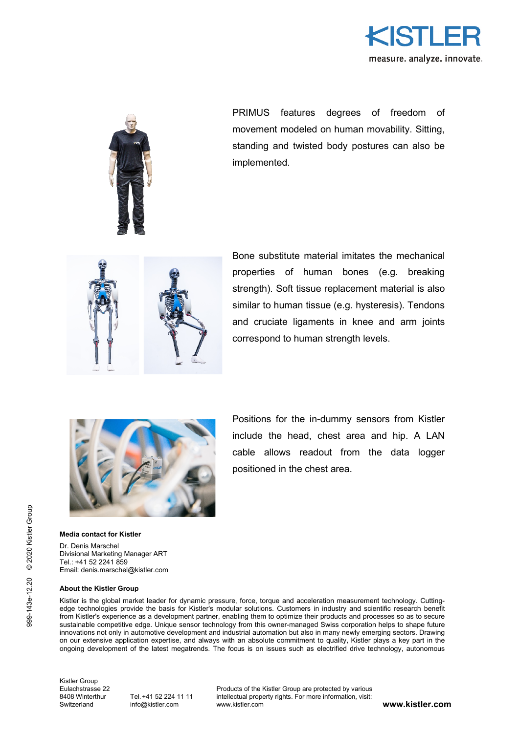PRIMUS features degrees of freedom of movement modeled on human movability. Sitting, standing and twisted body postures can also be implemented.

Bone substitute material imitates the mechanical properties of human bones (e.g. breaking strength). Soft tissue replacement material is also similar to human tissue (e.g. hysteresis). Tendons and cruciate ligaments in knee and arm joints correspond to human strength levels.

Positions for the in-dummy sensors from Kistler include the head, chest area and hip. A LAN cable allows readout from the data logger positioned in the chest area.

**Media contact for Kistler**

Dr. Denis Marschel
Divisional Marketing Manager ART
Tel.: +41 52 2241 859
Email: denis.marschel@kistler.com

**About the Kistler Group**

Kistler is the global market leader for dynamic pressure, force, torque and acceleration measurement technology. Cutting-edge technologies provide the basis for Kistler's modular solutions. Customers in industry and scientific research benefit from Kistler's experience as a development partner, enabling them to optimize their products and processes so as to secure sustainable competitive edge. Unique sensor technology from this owner-managed Swiss corporation helps to shape future innovations not only in automotive development and industrial automation but also in many newly emerging sectors. Drawing on our extensive application expertise, and always with an absolute commitment to quality, Kistler plays a key part in the ongoing development of the latest megatrends. The focus is on issues such as electrified drive technology, autonomous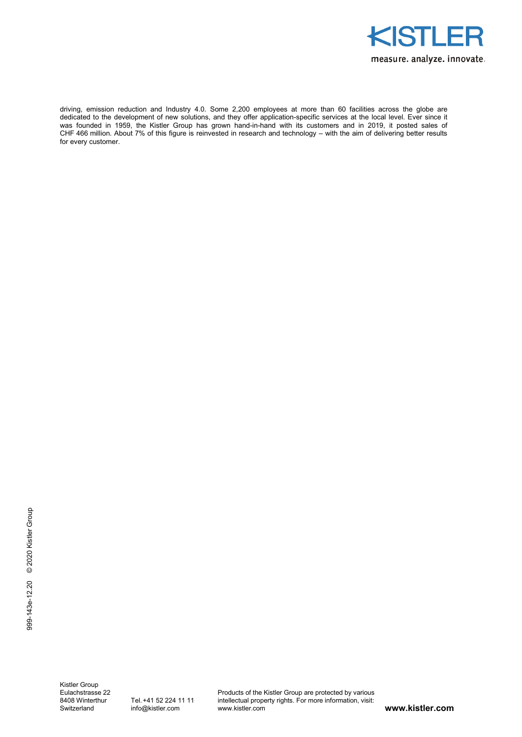driving, emission reduction and Industry 4.0. Some 2,200 employees at more than 60 facilities across the globe are dedicated to the development of new solutions, and they offer application-specific services at the local level. Ever since it was founded in 1959, the Kistler Group has grown hand-in-hand with its customers and in 2019, it posted sales of CHF 466 million. About 7% of this figure is reinvested in research and technology – with the aim of delivering better results for every customer.

Kistler Group
Eulachstrasse 22
8408 Winterthur
Switzerland

Tel. +41 52 224 11 11
info@kistler.com

Products of the Kistler Group are protected by various intellectual property rights. For more information, visit: www.kistler.com

**www.kistler.com**

999-143e-12.20 © 2020 Kistler Group